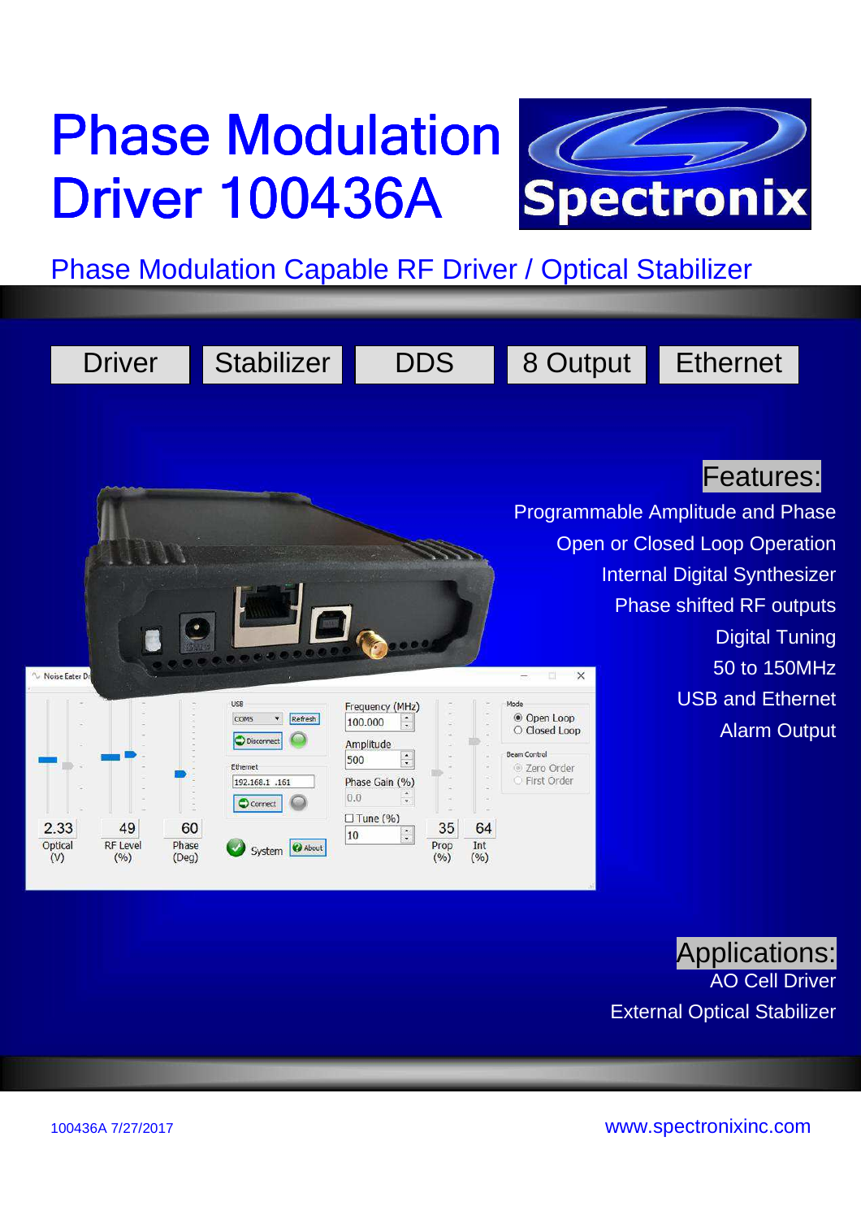# Phase Modulation Driver 100436A

Spectronix

## Phase Modulation Capable RF Driver / Optical Stabilizer

Driver | Stabilizer | DDS | 8 Output | Ethernet

### Features:

- Programmable Amplitude and Phase
- Open or Closed Loop Operation
- Internal Digital Synthesizer
- Phase shifted RF outputs
- Digital Tuning
- 50 to 150MHz
- USB and Ethernet
- Alarm Output

### Applications:

- AO Cell Driver
- External Optical Stabilizer

100436A 7/27/2017

www.spectronixinc.com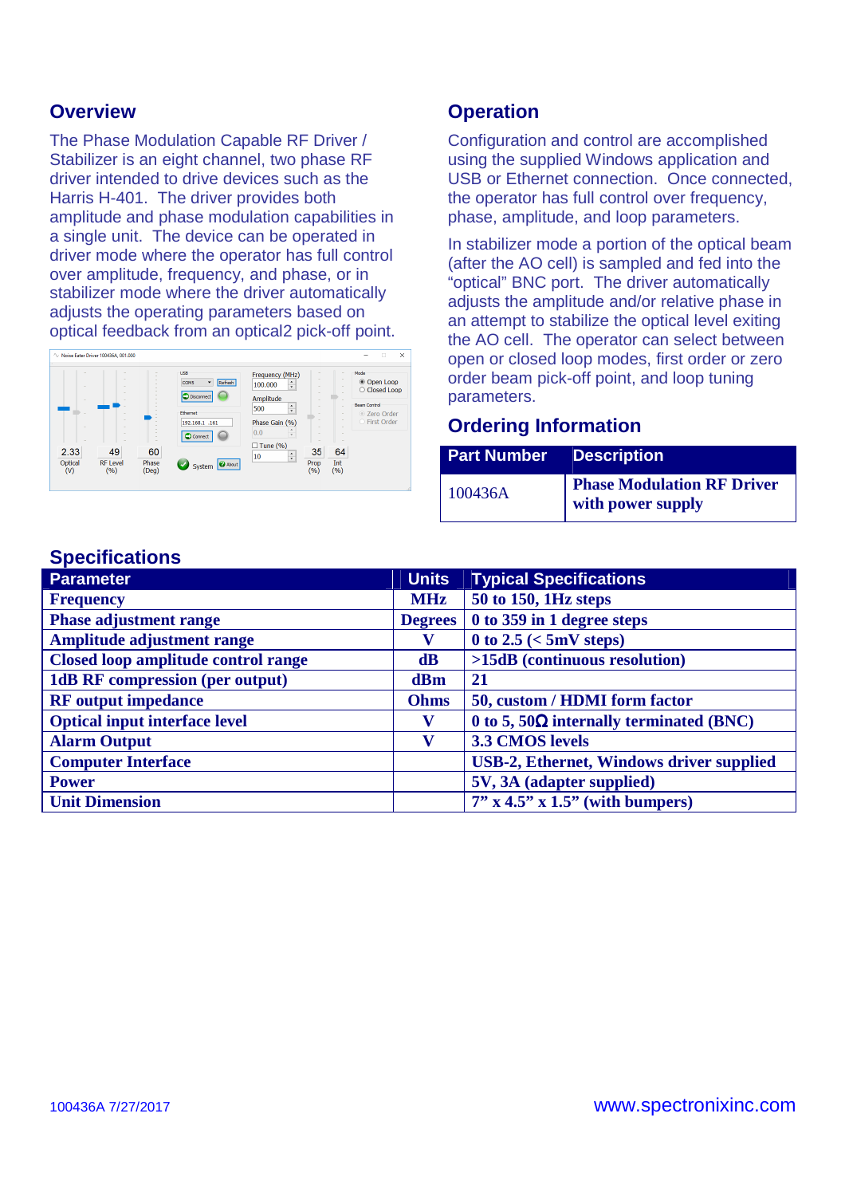## Overview

The Phase Modulation Capable RF Driver / Stabilizer is an eight channel, two phase RF driver intended to drive devices such as the Harris H-401. The driver provides both amplitude and phase modulation capabilities in a single unit. The device can be operated in driver mode where the operator has full control over amplitude, frequency, and phase, or in stabilizer mode where the driver automatically adjusts the operating parameters based on optical feedback from an optical2 pick-off point.

## Operation

Configuration and control are accomplished using the supplied Windows application and USB or Ethernet connection. Once connected, the operator has full control over frequency, phase, amplitude, and loop parameters.

In stabilizer mode a portion of the optical beam (after the AO cell) is sampled and fed into the "optical" BNC port. The driver automatically adjusts the amplitude and/or relative phase in an attempt to stabilize the optical level exiting the AO cell. The operator can select between open or closed loop modes, first order or zero order beam pick-off point, and loop tuning parameters.

## Ordering Information

| Part Number | Description |
| --- | --- |
| 100436A | **Phase Modulation RF Driver with power supply** |

## Specifications

| Parameter | Units | Typical Specifications |
| --- | --- | --- |
| **Frequency** | **MHz** | **50 to 150, 1Hz steps** |
| **Phase adjustment range** | **Degrees** | **0 to 359 in 1 degree steps** |
| **Amplitude adjustment range** | **V** | **0 to 2.5 (< 5mV steps)** |
| **Closed loop amplitude control range** | **dB** | **>15dB (continuous resolution)** |
| **1dB RF compression (per output)** | **dBm** | **21** |
| **RF output impedance** | **Ohms** | **50, custom / HDMI form factor** |
| **Optical input interface level** | **V** | **0 to 5, 50Ω internally terminated (BNC)** |
| **Alarm Output** | **V** | **3.3 CMOS levels** |
| **Computer Interface** | | **USB-2, Ethernet, Windows driver supplied** |
| **Power** | | **5V, 3A (adapter supplied)** |
| **Unit Dimension** | | **7" x 4.5" x 1.5" (with bumpers)** |

100436A 7/27/2017

www.spectronixinc.com